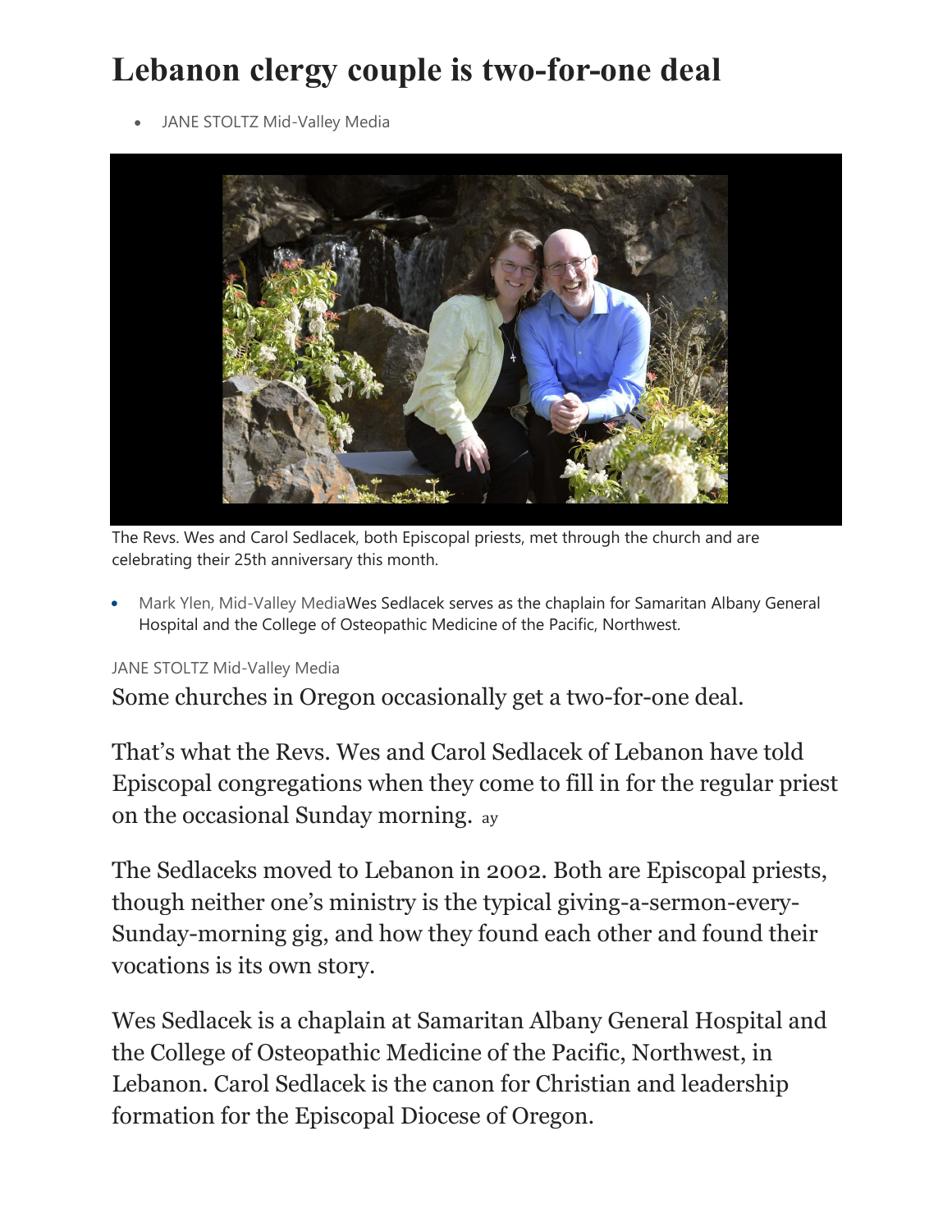# Lebanon clergy couple is two-for-one deal

- JANE STOLTZ Mid-Valley Media

The Revs. Wes and Carol Sedlacek, both Episcopal priests, met through the church and are celebrating their 25th anniversary this month.

- Mark Ylen, Mid-Valley MediaWes Sedlacek serves as the chaplain for Samaritan Albany General Hospital and the College of Osteopathic Medicine of the Pacific, Northwest.

JANE STOLTZ Mid-Valley Media

Some churches in Oregon occasionally get a two-for-one deal.

That's what the Revs. Wes and Carol Sedlacek of Lebanon have told Episcopal congregations when they come to fill in for the regular priest on the occasional Sunday morning. ay

The Sedlaceks moved to Lebanon in 2002. Both are Episcopal priests, though neither one's ministry is the typical giving-a-sermon-every-Sunday-morning gig, and how they found each other and found their vocations is its own story.

Wes Sedlacek is a chaplain at Samaritan Albany General Hospital and the College of Osteopathic Medicine of the Pacific, Northwest, in Lebanon. Carol Sedlacek is the canon for Christian and leadership formation for the Episcopal Diocese of Oregon.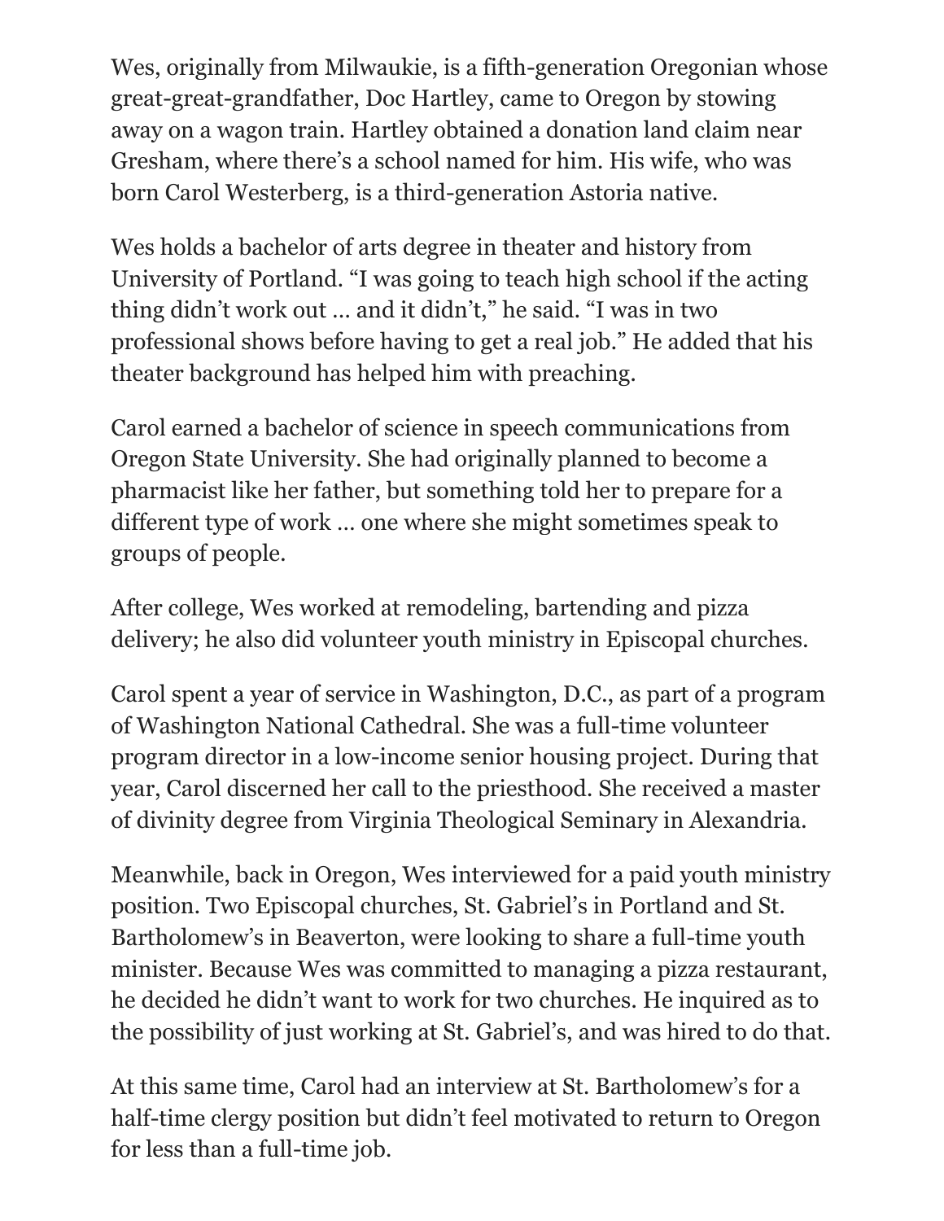Wes, originally from Milwaukie, is a fifth-generation Oregonian whose great-great-grandfather, Doc Hartley, came to Oregon by stowing away on a wagon train. Hartley obtained a donation land claim near Gresham, where there's a school named for him. His wife, who was born Carol Westerberg, is a third-generation Astoria native.

Wes holds a bachelor of arts degree in theater and history from University of Portland. "I was going to teach high school if the acting thing didn't work out … and it didn't," he said. "I was in two professional shows before having to get a real job." He added that his theater background has helped him with preaching.

Carol earned a bachelor of science in speech communications from Oregon State University. She had originally planned to become a pharmacist like her father, but something told her to prepare for a different type of work … one where she might sometimes speak to groups of people.

After college, Wes worked at remodeling, bartending and pizza delivery; he also did volunteer youth ministry in Episcopal churches.

Carol spent a year of service in Washington, D.C., as part of a program of Washington National Cathedral. She was a full-time volunteer program director in a low-income senior housing project. During that year, Carol discerned her call to the priesthood. She received a master of divinity degree from Virginia Theological Seminary in Alexandria.

Meanwhile, back in Oregon, Wes interviewed for a paid youth ministry position. Two Episcopal churches, St. Gabriel's in Portland and St. Bartholomew's in Beaverton, were looking to share a full-time youth minister. Because Wes was committed to managing a pizza restaurant, he decided he didn't want to work for two churches. He inquired as to the possibility of just working at St. Gabriel's, and was hired to do that.

At this same time, Carol had an interview at St. Bartholomew's for a half-time clergy position but didn't feel motivated to return to Oregon for less than a full-time job.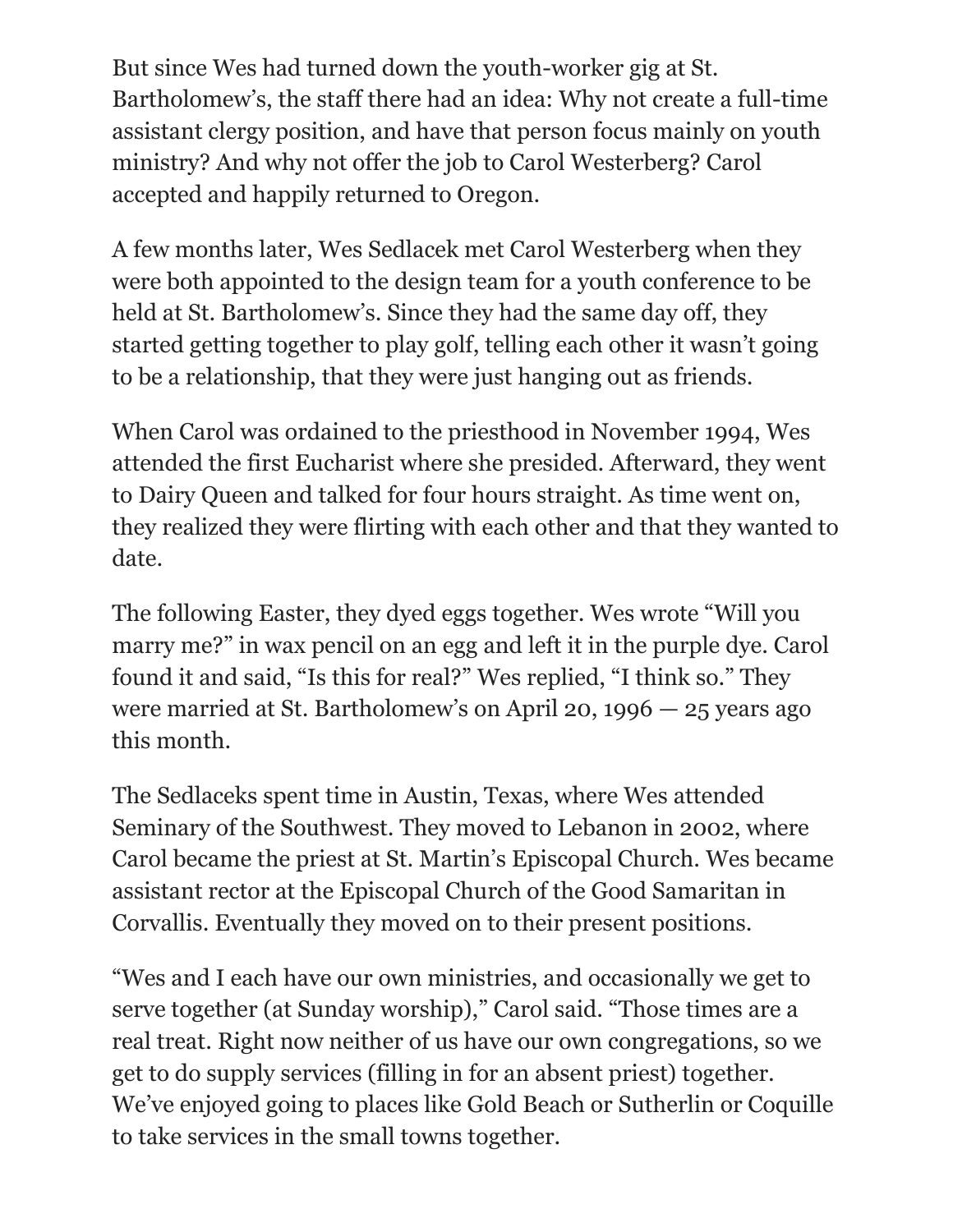But since Wes had turned down the youth-worker gig at St. Bartholomew's, the staff there had an idea: Why not create a full-time assistant clergy position, and have that person focus mainly on youth ministry? And why not offer the job to Carol Westerberg? Carol accepted and happily returned to Oregon.

A few months later, Wes Sedlacek met Carol Westerberg when they were both appointed to the design team for a youth conference to be held at St. Bartholomew's. Since they had the same day off, they started getting together to play golf, telling each other it wasn't going to be a relationship, that they were just hanging out as friends.

When Carol was ordained to the priesthood in November 1994, Wes attended the first Eucharist where she presided. Afterward, they went to Dairy Queen and talked for four hours straight. As time went on, they realized they were flirting with each other and that they wanted to date.

The following Easter, they dyed eggs together. Wes wrote "Will you marry me?" in wax pencil on an egg and left it in the purple dye. Carol found it and said, "Is this for real?" Wes replied, "I think so." They were married at St. Bartholomew's on April 20, 1996 — 25 years ago this month.

The Sedlaceks spent time in Austin, Texas, where Wes attended Seminary of the Southwest. They moved to Lebanon in 2002, where Carol became the priest at St. Martin's Episcopal Church. Wes became assistant rector at the Episcopal Church of the Good Samaritan in Corvallis. Eventually they moved on to their present positions.

"Wes and I each have our own ministries, and occasionally we get to serve together (at Sunday worship)," Carol said. "Those times are a real treat. Right now neither of us have our own congregations, so we get to do supply services (filling in for an absent priest) together. We've enjoyed going to places like Gold Beach or Sutherlin or Coquille to take services in the small towns together.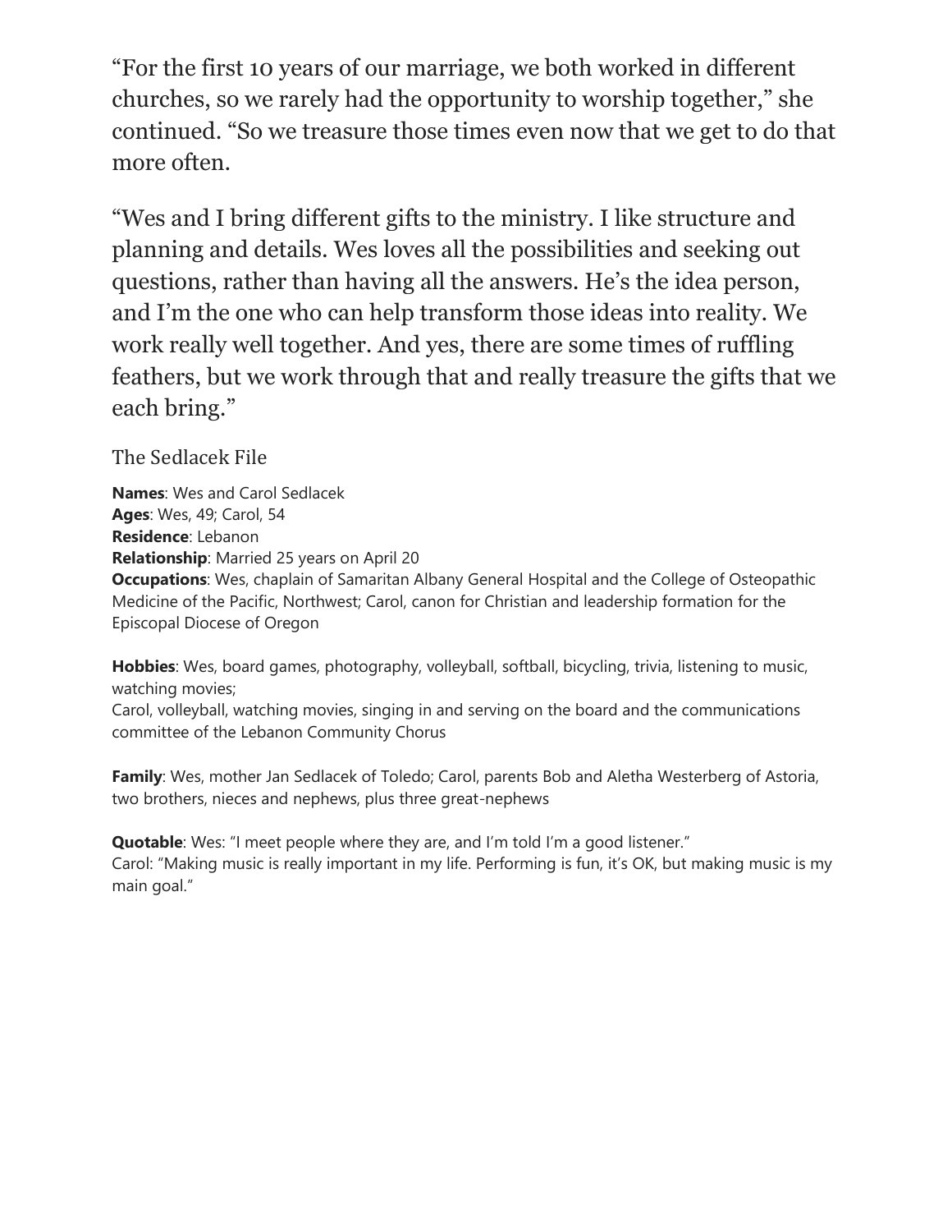"For the first 10 years of our marriage, we both worked in different churches, so we rarely had the opportunity to worship together," she continued. "So we treasure those times even now that we get to do that more often.

"Wes and I bring different gifts to the ministry. I like structure and planning and details. Wes loves all the possibilities and seeking out questions, rather than having all the answers. He's the idea person, and I'm the one who can help transform those ideas into reality. We work really well together. And yes, there are some times of ruffling feathers, but we work through that and really treasure the gifts that we each bring."

## The Sedlacek File

**Names**: Wes and Carol Sedlacek
**Ages**: Wes, 49; Carol, 54
**Residence**: Lebanon
**Relationship**: Married 25 years on April 20
**Occupations**: Wes, chaplain of Samaritan Albany General Hospital and the College of Osteopathic Medicine of the Pacific, Northwest; Carol, canon for Christian and leadership formation for the Episcopal Diocese of Oregon

**Hobbies**: Wes, board games, photography, volleyball, softball, bicycling, trivia, listening to music, watching movies;
Carol, volleyball, watching movies, singing in and serving on the board and the communications committee of the Lebanon Community Chorus

**Family**: Wes, mother Jan Sedlacek of Toledo; Carol, parents Bob and Aletha Westerberg of Astoria, two brothers, nieces and nephews, plus three great-nephews

**Quotable**: Wes: "I meet people where they are, and I'm told I'm a good listener."
Carol: "Making music is really important in my life. Performing is fun, it's OK, but making music is my main goal."